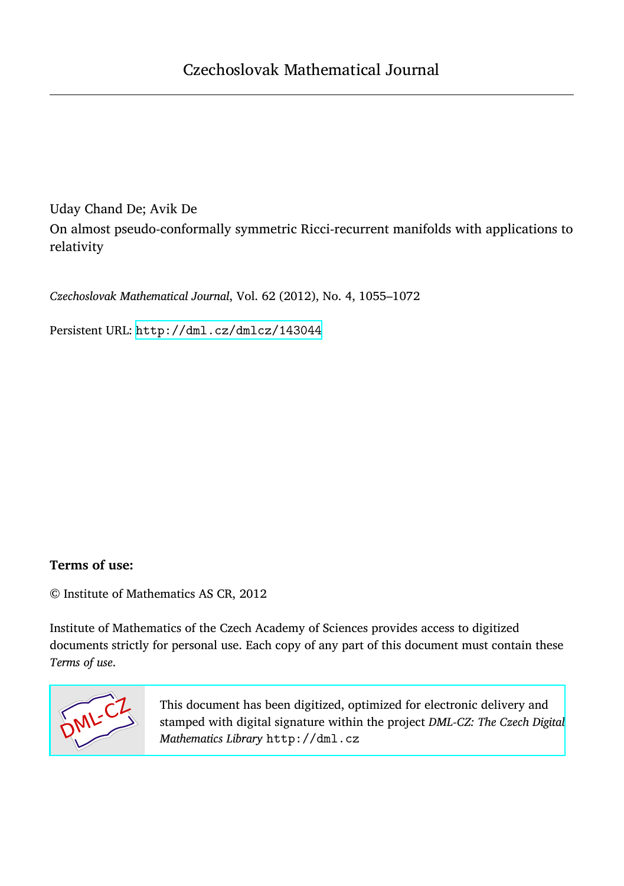# Czechoslovak Mathematical Journal

Uday Chand De; Avik De

On almost pseudo-conformally symmetric Ricci-recurrent manifolds with applications to relativity

*Czechoslovak Mathematical Journal*, Vol. 62 (2012), No. 4, 1055–1072

Persistent URL: http://dml.cz/dmlcz/143044

**Terms of use:**

© Institute of Mathematics AS CR, 2012

Institute of Mathematics of the Czech Academy of Sciences provides access to digitized documents strictly for personal use. Each copy of any part of this document must contain these *Terms of use*.

This document has been digitized, optimized for electronic delivery and stamped with digital signature within the project *DML-CZ: The Czech Digital Mathematics Library* http://dml.cz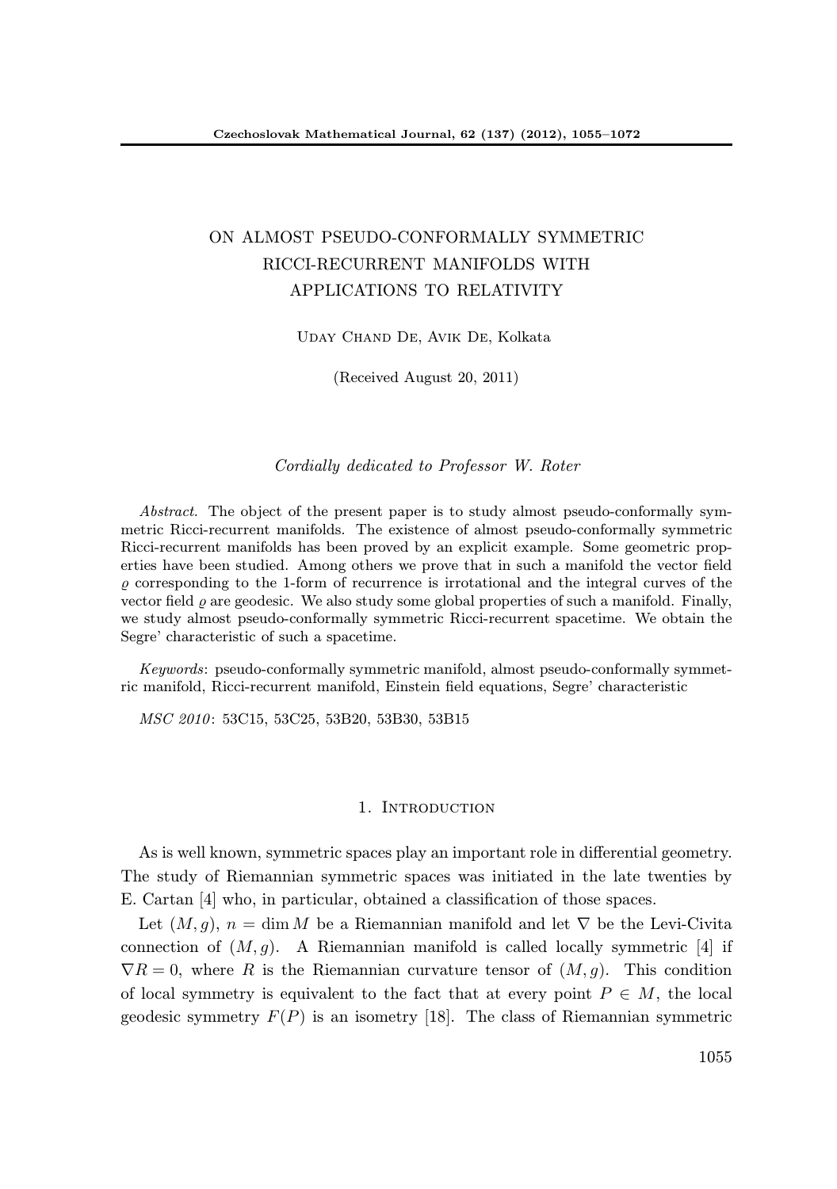# ON ALMOST PSEUDO-CONFORMALLY SYMMETRIC RICCI-RECURRENT MANIFOLDS WITH APPLICATIONS TO RELATIVITY

Uday Chand De, Avik De, Kolkata

(Received August 20, 2011)

*Cordially dedicated to Professor W. Roter*

*Abstract.* The object of the present paper is to study almost pseudo-conformally symmetric Ricci-recurrent manifolds. The existence of almost pseudo-conformally symmetric Ricci-recurrent manifolds has been proved by an explicit example. Some geometric properties have been studied. Among others we prove that in such a manifold the vector field $\varrho$ corresponding to the 1-form of recurrence is irrotational and the integral curves of the vector field $\varrho$ are geodesic. We also study some global properties of such a manifold. Finally, we study almost pseudo-conformally symmetric Ricci-recurrent spacetime. We obtain the Segre' characteristic of such a spacetime.

*Keywords*: pseudo-conformally symmetric manifold, almost pseudo-conformally symmetric manifold, Ricci-recurrent manifold, Einstein field equations, Segre' characteristic

*MSC 2010*: 53C15, 53C25, 53B20, 53B30, 53B15

## 1. Introduction

As is well known, symmetric spaces play an important role in differential geometry. The study of Riemannian symmetric spaces was initiated in the late twenties by E. Cartan [4] who, in particular, obtained a classification of those spaces.

Let $(M, g)$, $n = \dim M$ be a Riemannian manifold and let $\nabla$ be the Levi-Civita connection of $(M, g)$. A Riemannian manifold is called locally symmetric [4] if $\nabla R = 0$, where $R$ is the Riemannian curvature tensor of $(M, g)$. This condition of local symmetry is equivalent to the fact that at every point $P \in M$, the local geodesic symmetry $F(P)$ is an isometry [18]. The class of Riemannian symmetric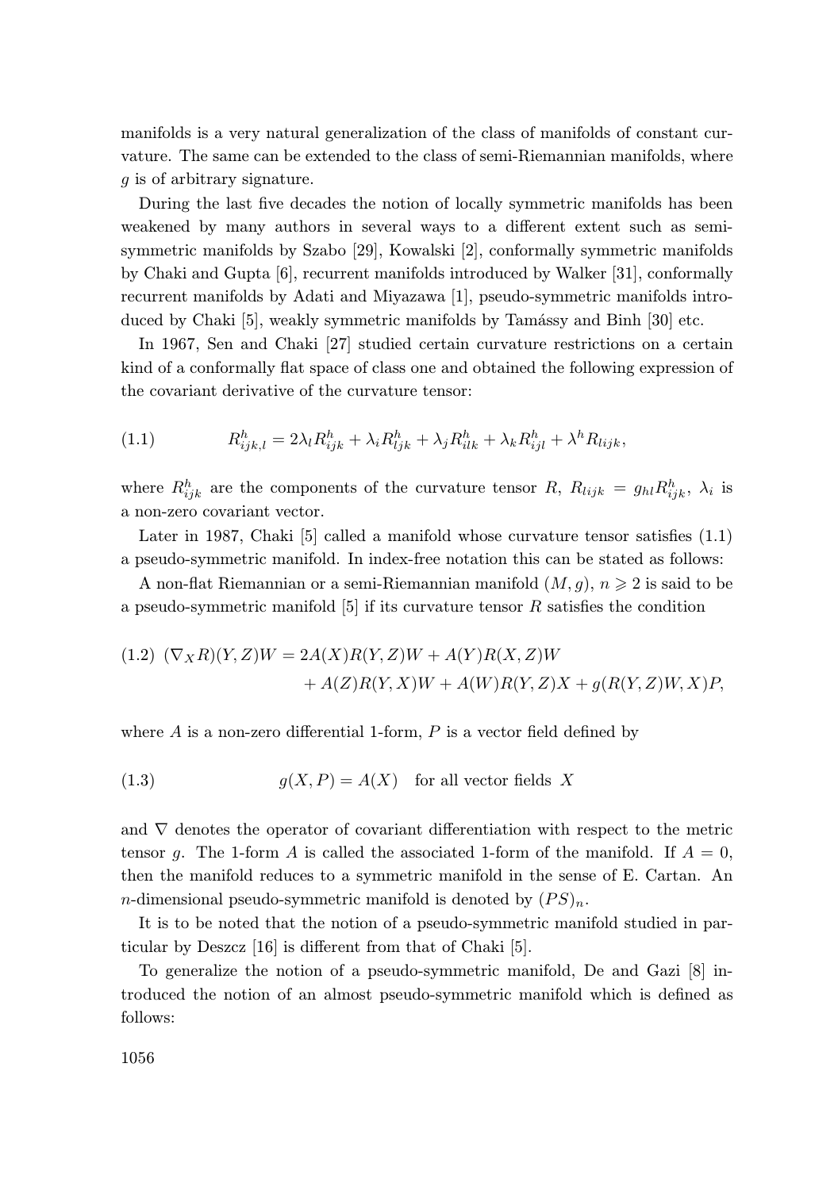manifolds is a very natural generalization of the class of manifolds of constant curvature. The same can be extended to the class of semi-Riemannian manifolds, where $g$ is of arbitrary signature.

During the last five decades the notion of locally symmetric manifolds has been weakened by many authors in several ways to a different extent such as semi-symmetric manifolds by Szabo [29], Kowalski [2], conformally symmetric manifolds by Chaki and Gupta [6], recurrent manifolds introduced by Walker [31], conformally recurrent manifolds by Adati and Miyazawa [1], pseudo-symmetric manifolds introduced by Chaki [5], weakly symmetric manifolds by Tamássy and Binh [30] etc.

In 1967, Sen and Chaki [27] studied certain curvature restrictions on a certain kind of a conformally flat space of class one and obtained the following expression of the covariant derivative of the curvature tensor:

$$R^h_{ijk,l} = 2\lambda_l R^h_{ijk} + \lambda_i R^h_{ljk} + \lambda_j R^h_{ilk} + \lambda_k R^h_{ijl} + \lambda^h R_{lijk}, \tag{1.1}$$

where $R^h_{ijk}$ are the components of the curvature tensor $R$, $R_{lijk} = g_{hl} R^h_{ijk}$, $\lambda_i$ is a non-zero covariant vector.

Later in 1987, Chaki [5] called a manifold whose curvature tensor satisfies (1.1) a pseudo-symmetric manifold. In index-free notation this can be stated as follows:

A non-flat Riemannian or a semi-Riemannian manifold $(M, g)$, $n \geqslant 2$ is said to be a pseudo-symmetric manifold [5] if its curvature tensor $R$ satisfies the condition

$$\begin{aligned}(\nabla_X R)(Y,Z)W = {} & 2A(X)R(Y,Z)W + A(Y)R(X,Z)W \\ & + A(Z)R(Y,X)W + A(W)R(Y,Z)X + g(R(Y,Z)W,X)P,\end{aligned} \tag{1.2}$$

where $A$ is a non-zero differential 1-form, $P$ is a vector field defined by

$$g(X, P) = A(X) \quad \text{for all vector fields } X \tag{1.3}$$

and $\nabla$ denotes the operator of covariant differentiation with respect to the metric tensor $g$. The 1-form $A$ is called the associated 1-form of the manifold. If $A = 0$, then the manifold reduces to a symmetric manifold in the sense of E. Cartan. An $n$-dimensional pseudo-symmetric manifold is denoted by $(PS)_n$.

It is to be noted that the notion of a pseudo-symmetric manifold studied in particular by Deszcz [16] is different from that of Chaki [5].

To generalize the notion of a pseudo-symmetric manifold, De and Gazi [8] introduced the notion of an almost pseudo-symmetric manifold which is defined as follows: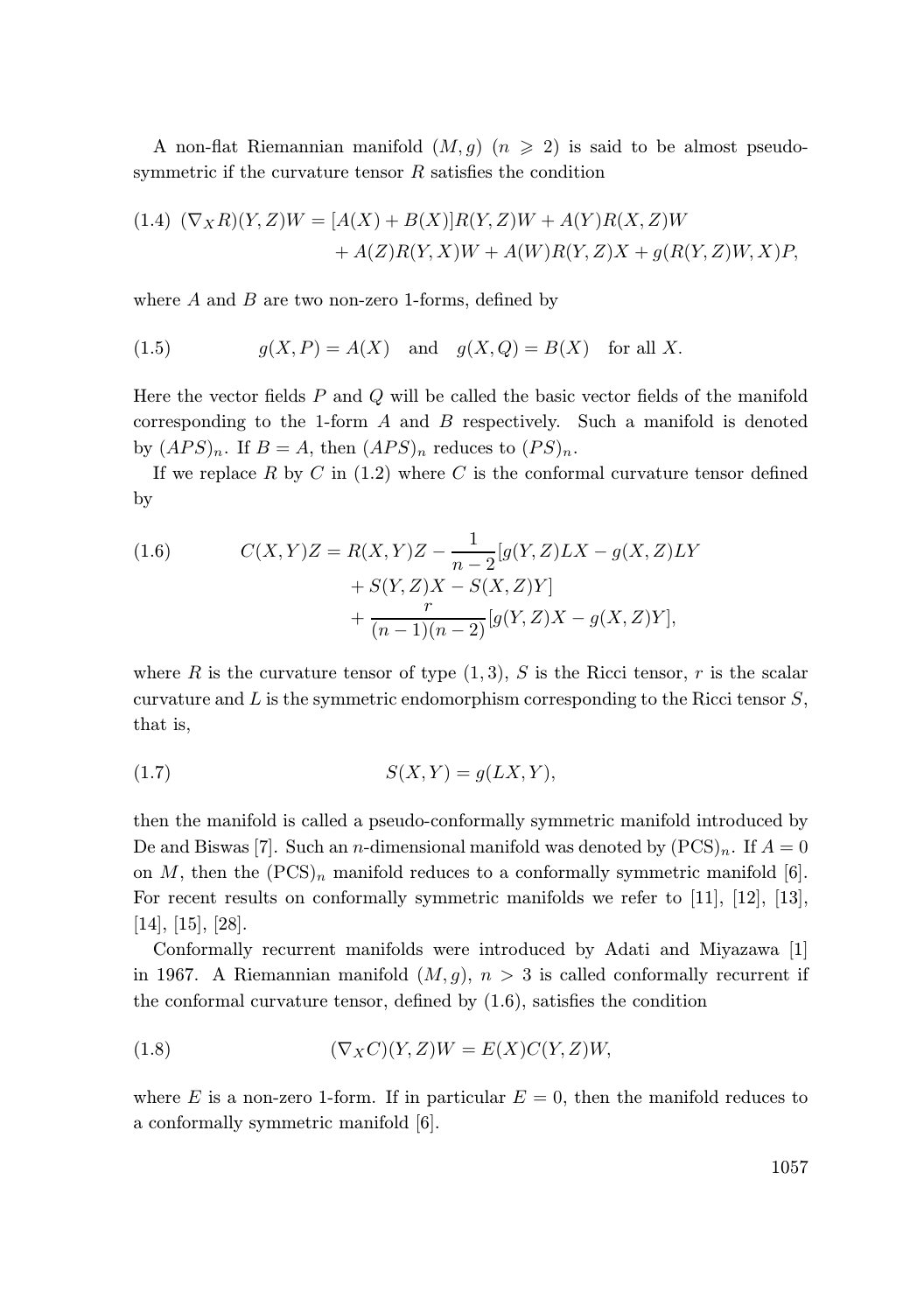A non-flat Riemannian manifold $(M, g)$ $(n \geqslant 2)$ is said to be almost pseudo-symmetric if the curvature tensor $R$ satisfies the condition

$$
\begin{aligned}
(1.4)\ \ (\nabla_X R)(Y,Z)W = {} & [A(X)+B(X)]R(Y,Z)W + A(Y)R(X,Z)W \\
& + A(Z)R(Y,X)W + A(W)R(Y,Z)X + g(R(Y,Z)W,X)P,
\end{aligned}
$$

where $A$ and $B$ are two non-zero 1-forms, defined by

$$
(1.5) \qquad g(X,P) = A(X) \quad \text{and} \quad g(X,Q) = B(X) \quad \text{for all } X.
$$

Here the vector fields $P$ and $Q$ will be called the basic vector fields of the manifold corresponding to the 1-form $A$ and $B$ respectively. Such a manifold is denoted by $(APS)_n$. If $B = A$, then $(APS)_n$ reduces to $(PS)_n$.

If we replace $R$ by $C$ in (1.2) where $C$ is the conformal curvature tensor defined by

$$
\begin{aligned}
(1.6) \qquad C(X,Y)Z = {} & R(X,Y)Z - \frac{1}{n-2}[g(Y,Z)LX - g(X,Z)LY \\
& + S(Y,Z)X - S(X,Z)Y] \\
& + \frac{r}{(n-1)(n-2)}[g(Y,Z)X - g(X,Z)Y],
\end{aligned}
$$

where $R$ is the curvature tensor of type $(1,3)$, $S$ is the Ricci tensor, $r$ is the scalar curvature and $L$ is the symmetric endomorphism corresponding to the Ricci tensor $S$, that is,

$$
(1.7) \qquad S(X,Y) = g(LX,Y),
$$

then the manifold is called a pseudo-conformally symmetric manifold introduced by De and Biswas [7]. Such an $n$-dimensional manifold was denoted by $(\mathrm{PCS})_n$. If $A = 0$ on $M$, then the $(\mathrm{PCS})_n$ manifold reduces to a conformally symmetric manifold [6]. For recent results on conformally symmetric manifolds we refer to [11], [12], [13], [14], [15], [28].

Conformally recurrent manifolds were introduced by Adati and Miyazawa [1] in 1967. A Riemannian manifold $(M, g)$, $n > 3$ is called conformally recurrent if the conformal curvature tensor, defined by (1.6), satisfies the condition

$$
(1.8) \qquad (\nabla_X C)(Y,Z)W = E(X)C(Y,Z)W,
$$

where $E$ is a non-zero 1-form. If in particular $E = 0$, then the manifold reduces to a conformally symmetric manifold [6].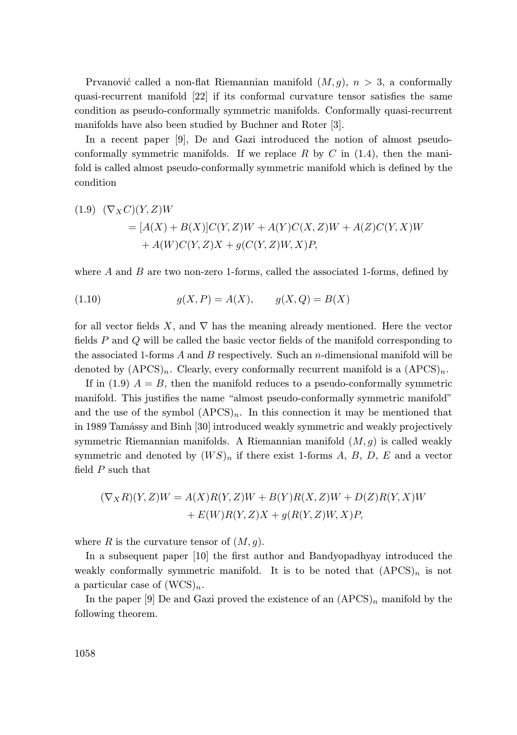Prvanović called a non-flat Riemannian manifold $(M, g)$, $n > 3$, a conformally quasi-recurrent manifold [22] if its conformal curvature tensor satisfies the same condition as pseudo-conformally symmetric manifolds. Conformally quasi-recurrent manifolds have also been studied by Buchner and Roter [3].

In a recent paper [9], De and Gazi introduced the notion of almost pseudo-conformally symmetric manifolds. If we replace $R$ by $C$ in (1.4), then the manifold is called almost pseudo-conformally symmetric manifold which is defined by the condition

$$
\begin{aligned}
(1.9)\quad &(\nabla_X C)(Y, Z)W \\
&\quad = [A(X) + B(X)]C(Y, Z)W + A(Y)C(X, Z)W + A(Z)C(Y, X)W \\
&\qquad + A(W)C(Y, Z)X + g(C(Y, Z)W, X)P,
\end{aligned}
$$

where $A$ and $B$ are two non-zero 1-forms, called the associated 1-forms, defined by

$$
(1.10)\qquad g(X, P) = A(X), \qquad g(X, Q) = B(X)
$$

for all vector fields $X$, and $\nabla$ has the meaning already mentioned. Here the vector fields $P$ and $Q$ will be called the basic vector fields of the manifold corresponding to the associated 1-forms $A$ and $B$ respectively. Such an $n$-dimensional manifold will be denoted by $(\mathrm{APCS})_n$. Clearly, every conformally recurrent manifold is a $(\mathrm{APCS})_n$.

If in (1.9) $A = B$, then the manifold reduces to a pseudo-conformally symmetric manifold. This justifies the name "almost pseudo-conformally symmetric manifold" and the use of the symbol $(\mathrm{APCS})_n$. In this connection it may be mentioned that in 1989 Tamássy and Binh [30] introduced weakly symmetric and weakly projectively symmetric Riemannian manifolds. A Riemannian manifold $(M, g)$ is called weakly symmetric and denoted by $(WS)_n$ if there exist 1-forms $A$, $B$, $D$, $E$ and a vector field $P$ such that

$$
\begin{aligned}
(\nabla_X R)(Y, Z)W = A(X)R(Y, Z)W + B(Y)R(X, Z)W + D(Z)R(Y, X)W \\
+ E(W)R(Y, Z)X + g(R(Y, Z)W, X)P,
\end{aligned}
$$

where $R$ is the curvature tensor of $(M, g)$.

In a subsequent paper [10] the first author and Bandyopadhyay introduced the weakly conformally symmetric manifold. It is to be noted that $(\mathrm{APCS})_n$ is not a particular case of $(\mathrm{WCS})_n$.

In the paper [9] De and Gazi proved the existence of an $(\mathrm{APCS})_n$ manifold by the following theorem.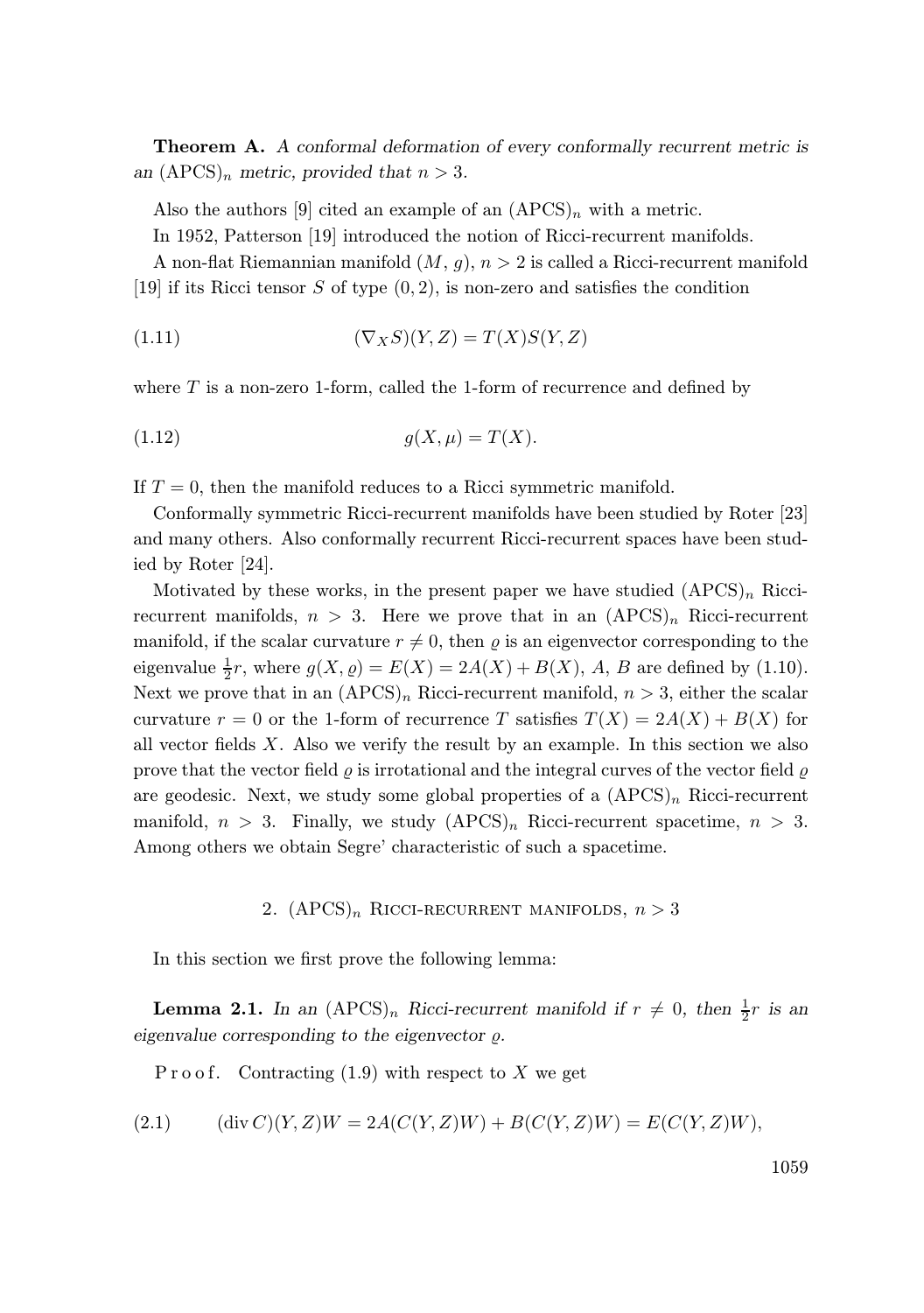**Theorem A.** *A conformal deformation of every conformally recurrent metric is an* $(\mathrm{APCS})_n$ *metric, provided that* $n > 3$.

Also the authors [9] cited an example of an $(\mathrm{APCS})_n$ with a metric.

In 1952, Patterson [19] introduced the notion of Ricci-recurrent manifolds.

A non-flat Riemannian manifold $(M, g)$, $n > 2$ is called a Ricci-recurrent manifold [19] if its Ricci tensor $S$ of type $(0, 2)$, is non-zero and satisfies the condition

$$(\nabla_X S)(Y, Z) = T(X)S(Y, Z) \tag{1.11}$$

where $T$ is a non-zero 1-form, called the 1-form of recurrence and defined by

$$g(X, \mu) = T(X). \tag{1.12}$$

If $T = 0$, then the manifold reduces to a Ricci symmetric manifold.

Conformally symmetric Ricci-recurrent manifolds have been studied by Roter [23] and many others. Also conformally recurrent Ricci-recurrent spaces have been studied by Roter [24].

Motivated by these works, in the present paper we have studied $(\mathrm{APCS})_n$ Ricci-recurrent manifolds, $n > 3$. Here we prove that in an $(\mathrm{APCS})_n$ Ricci-recurrent manifold, if the scalar curvature $r \neq 0$, then $\varrho$ is an eigenvector corresponding to the eigenvalue $\frac{1}{2}r$, where $g(X, \varrho) = E(X) = 2A(X) + B(X)$, $A$, $B$ are defined by (1.10). Next we prove that in an $(\mathrm{APCS})_n$ Ricci-recurrent manifold, $n > 3$, either the scalar curvature $r = 0$ or the 1-form of recurrence $T$ satisfies $T(X) = 2A(X) + B(X)$ for all vector fields $X$. Also we verify the result by an example. In this section we also prove that the vector field $\varrho$ is irrotational and the integral curves of the vector field $\varrho$ are geodesic. Next, we study some global properties of a $(\mathrm{APCS})_n$ Ricci-recurrent manifold, $n > 3$. Finally, we study $(\mathrm{APCS})_n$ Ricci-recurrent spacetime, $n > 3$. Among others we obtain Segre' characteristic of such a spacetime.

## 2. $(\mathrm{APCS})_n$ Ricci-recurrent manifolds, $n > 3$

In this section we first prove the following lemma:

**Lemma 2.1.** *In an* $(\mathrm{APCS})_n$ *Ricci-recurrent manifold if* $r \neq 0$, *then* $\frac{1}{2}r$ *is an eigenvalue corresponding to the eigenvector* $\varrho$.

Proof. Contracting (1.9) with respect to $X$ we get

$$(\operatorname{div} C)(Y, Z)W = 2A(C(Y, Z)W) + B(C(Y, Z)W) = E(C(Y, Z)W), \tag{2.1}$$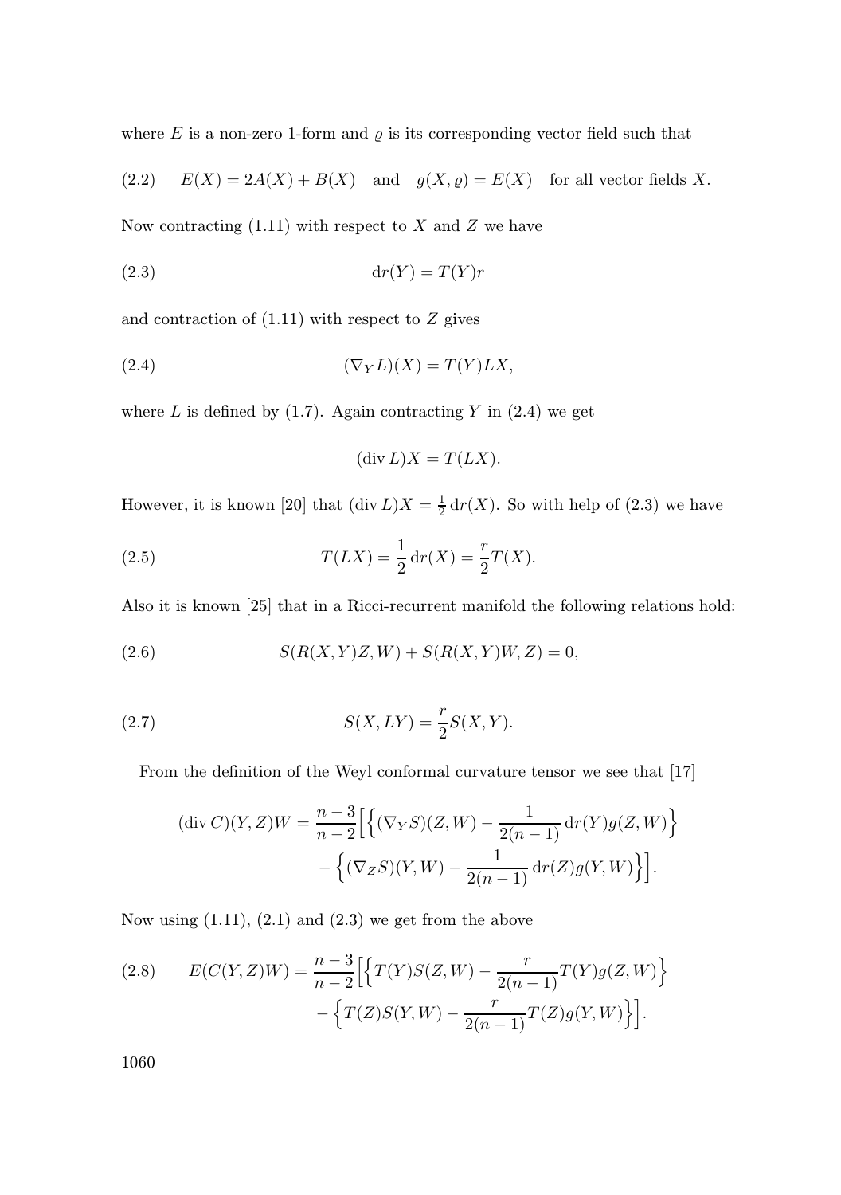where $E$ is a non-zero 1-form and $\varrho$ is its corresponding vector field such that

$$E(X) = 2A(X) + B(X) \quad \text{and} \quad g(X, \varrho) = E(X) \quad \text{for all vector fields } X. \tag{2.2}$$

Now contracting (1.11) with respect to $X$ and $Z$ we have

$$\mathrm{d}r(Y) = T(Y)r \tag{2.3}$$

and contraction of (1.11) with respect to $Z$ gives

$$(\nabla_Y L)(X) = T(Y)LX, \tag{2.4}$$

where $L$ is defined by (1.7). Again contracting $Y$ in (2.4) we get

$$(\operatorname{div} L)X = T(LX).$$

However, it is known [20] that $(\operatorname{div} L)X = \frac{1}{2}\,\mathrm{d}r(X)$. So with help of (2.3) we have

$$T(LX) = \frac{1}{2}\,\mathrm{d}r(X) = \frac{r}{2}T(X). \tag{2.5}$$

Also it is known [25] that in a Ricci-recurrent manifold the following relations hold:

$$S(R(X,Y)Z, W) + S(R(X,Y)W, Z) = 0, \tag{2.6}$$

$$S(X, LY) = \frac{r}{2}S(X,Y). \tag{2.7}$$

From the definition of the Weyl conformal curvature tensor we see that [17]

$$\begin{aligned}(\operatorname{div} C)(Y,Z)W = \frac{n-3}{n-2}\Big[&\Big\{(\nabla_Y S)(Z,W) - \frac{1}{2(n-1)}\,\mathrm{d}r(Y)g(Z,W)\Big\} \\ &- \Big\{(\nabla_Z S)(Y,W) - \frac{1}{2(n-1)}\,\mathrm{d}r(Z)g(Y,W)\Big\}\Big].\end{aligned}$$

Now using (1.11), (2.1) and (2.3) we get from the above

$$\begin{aligned}E(C(Y,Z)W) = \frac{n-3}{n-2}\Big[&\Big\{T(Y)S(Z,W) - \frac{r}{2(n-1)}T(Y)g(Z,W)\Big\} \\ &- \Big\{T(Z)S(Y,W) - \frac{r}{2(n-1)}T(Z)g(Y,W)\Big\}\Big].\end{aligned} \tag{2.8}$$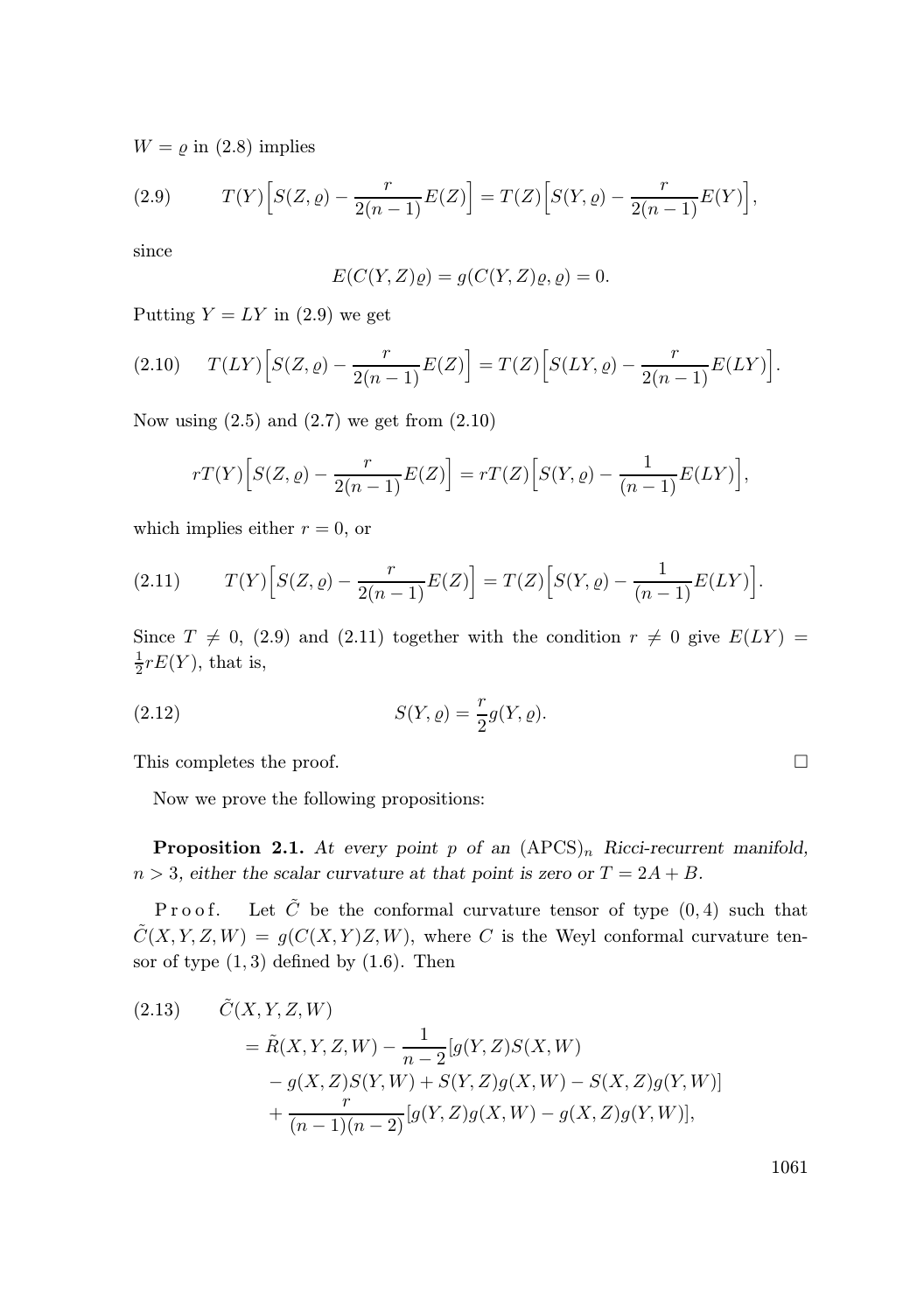$W = \varrho$ in (2.8) implies

$$T(Y)\Big[S(Z,\varrho) - \frac{r}{2(n-1)}E(Z)\Big] = T(Z)\Big[S(Y,\varrho) - \frac{r}{2(n-1)}E(Y)\Big], \tag{2.9}$$

since

$$E(C(Y,Z)\varrho) = g(C(Y,Z)\varrho,\varrho) = 0.$$

Putting $Y = LY$ in (2.9) we get

$$T(LY)\Big[S(Z,\varrho) - \frac{r}{2(n-1)}E(Z)\Big] = T(Z)\Big[S(LY,\varrho) - \frac{r}{2(n-1)}E(LY)\Big]. \tag{2.10}$$

Now using (2.5) and (2.7) we get from (2.10)

$$rT(Y)\Big[S(Z,\varrho) - \frac{r}{2(n-1)}E(Z)\Big] = rT(Z)\Big[S(Y,\varrho) - \frac{1}{(n-1)}E(LY)\Big],$$

which implies either $r = 0$, or

$$T(Y)\Big[S(Z,\varrho) - \frac{r}{2(n-1)}E(Z)\Big] = T(Z)\Big[S(Y,\varrho) - \frac{1}{(n-1)}E(LY)\Big]. \tag{2.11}$$

Since $T \neq 0$, (2.9) and (2.11) together with the condition $r \neq 0$ give $E(LY) = \frac{1}{2}rE(Y)$, that is,

$$S(Y,\varrho) = \frac{r}{2}g(Y,\varrho). \tag{2.12}$$

This completes the proof. $\square$

Now we prove the following propositions:

**Proposition 2.1.** *At every point $p$ of an $(\mathrm{APCS})_n$ Ricci-recurrent manifold, $n > 3$, either the scalar curvature at that point is zero or $T = 2A + B$.*

Proof. Let $\tilde{C}$ be the conformal curvature tensor of type $(0,4)$ such that $\tilde{C}(X,Y,Z,W) = g(C(X,Y)Z,W)$, where $C$ is the Weyl conformal curvature tensor of type $(1,3)$ defined by (1.6). Then

$$\begin{aligned}
\tilde{C}(X,Y,Z,W) &\\
= \tilde{R}(X,Y,Z,W) &- \frac{1}{n-2}[g(Y,Z)S(X,W) \\
&- g(X,Z)S(Y,W) + S(Y,Z)g(X,W) - S(X,Z)g(Y,W)] \\
&+ \frac{r}{(n-1)(n-2)}[g(Y,Z)g(X,W) - g(X,Z)g(Y,W)],
\end{aligned} \tag{2.13}$$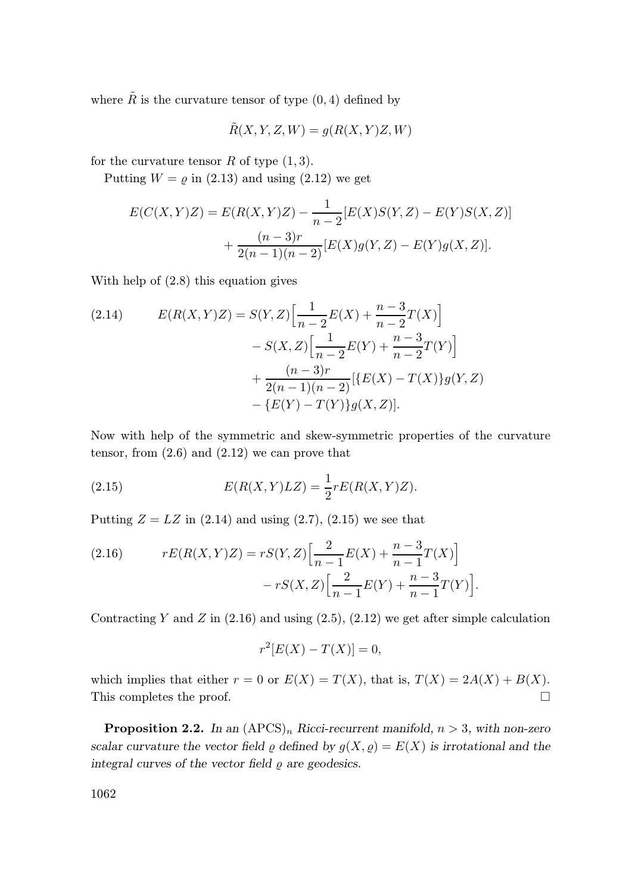where $\tilde{R}$ is the curvature tensor of type $(0,4)$ defined by

$$\tilde{R}(X,Y,Z,W) = g(R(X,Y)Z,W)$$

for the curvature tensor $R$ of type $(1,3)$.

Putting $W = \varrho$ in (2.13) and using (2.12) we get

$$E(C(X,Y)Z) = E(R(X,Y)Z) - \frac{1}{n-2}[E(X)S(Y,Z) - E(Y)S(X,Z)] + \frac{(n-3)r}{2(n-1)(n-2)}[E(X)g(Y,Z) - E(Y)g(X,Z)].$$

With help of (2.8) this equation gives

$$\begin{aligned} E(R(X,Y)Z) = {} & S(Y,Z)\Big[\frac{1}{n-2}E(X) + \frac{n-3}{n-2}T(X)\Big] \\ & - S(X,Z)\Big[\frac{1}{n-2}E(Y) + \frac{n-3}{n-2}T(Y)\Big] \\ & + \frac{(n-3)r}{2(n-1)(n-2)}[\{E(X) - T(X)\}g(Y,Z) \\ & - \{E(Y) - T(Y)\}g(X,Z)]. \end{aligned} \tag{2.14}$$

Now with help of the symmetric and skew-symmetric properties of the curvature tensor, from (2.6) and (2.12) we can prove that

$$E(R(X,Y)LZ) = \frac{1}{2}rE(R(X,Y)Z). \tag{2.15}$$

Putting $Z = LZ$ in (2.14) and using (2.7), (2.15) we see that

$$\begin{aligned} rE(R(X,Y)Z) = {} & rS(Y,Z)\Big[\frac{2}{n-1}E(X) + \frac{n-3}{n-1}T(X)\Big] \\ & - rS(X,Z)\Big[\frac{2}{n-1}E(Y) + \frac{n-3}{n-1}T(Y)\Big]. \end{aligned} \tag{2.16}$$

Contracting $Y$ and $Z$ in (2.16) and using (2.5), (2.12) we get after simple calculation

$$r^2[E(X) - T(X)] = 0,$$

which implies that either $r = 0$ or $E(X) = T(X)$, that is, $T(X) = 2A(X) + B(X)$. This completes the proof. □

**Proposition 2.2.** *In an* $(\mathrm{APCS})_n$ *Ricci-recurrent manifold,* $n > 3$*, with non-zero scalar curvature the vector field* $\varrho$ *defined by* $g(X,\varrho) = E(X)$ *is irrotational and the integral curves of the vector field* $\varrho$ *are geodesics.*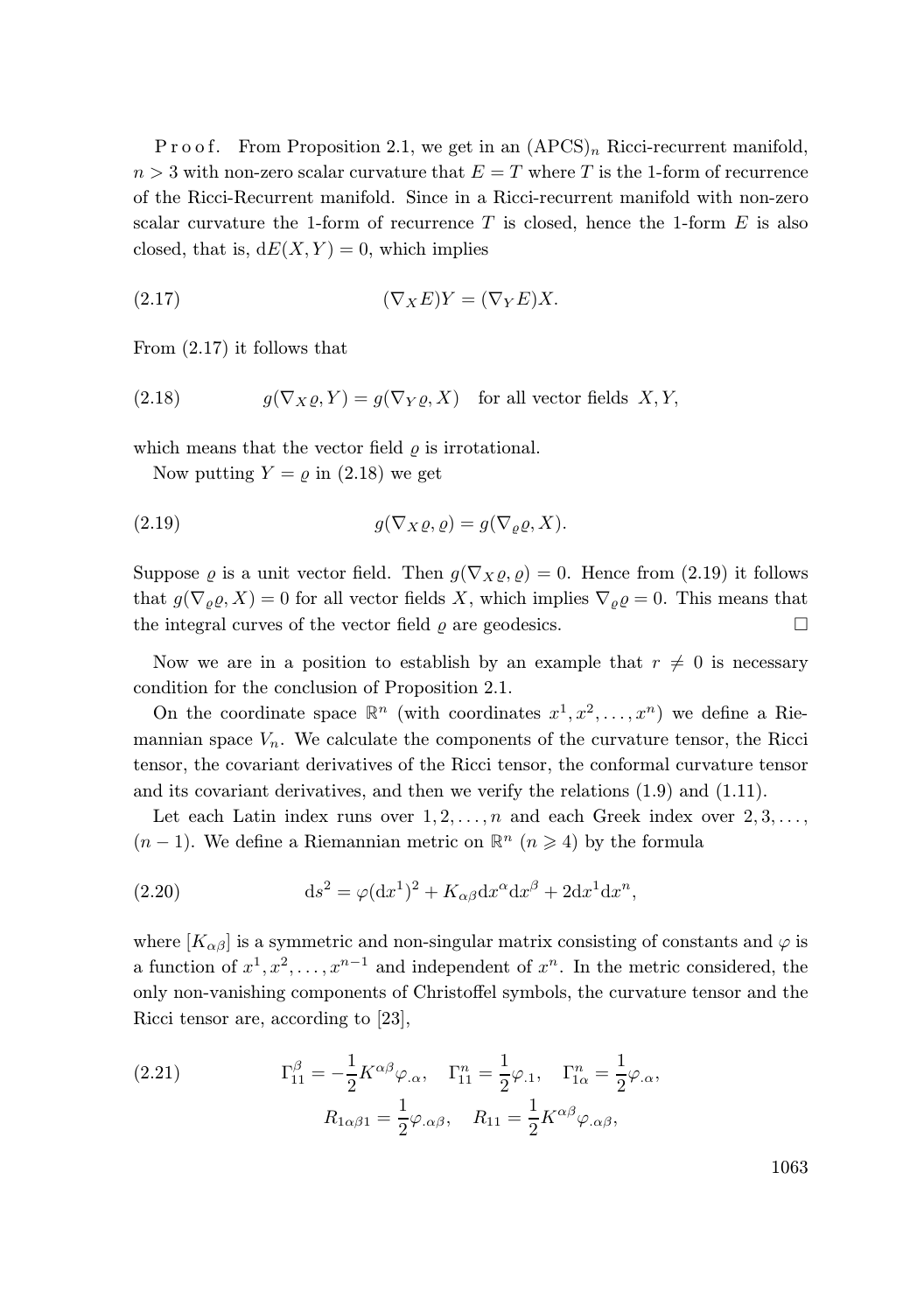*Proof.* From Proposition 2.1, we get in an $(\mathrm{APCS})_n$ Ricci-recurrent manifold, $n > 3$ with non-zero scalar curvature that $E = T$ where $T$ is the 1-form of recurrence of the Ricci-Recurrent manifold. Since in a Ricci-recurrent manifold with non-zero scalar curvature the 1-form of recurrence $T$ is closed, hence the 1-form $E$ is also closed, that is, $\mathrm{d}E(X,Y) = 0$, which implies

$$(\nabla_X E)Y = (\nabla_Y E)X. \tag{2.17}$$

From (2.17) it follows that

$$g(\nabla_X \varrho, Y) = g(\nabla_Y \varrho, X) \quad \text{for all vector fields } X, Y, \tag{2.18}$$

which means that the vector field $\varrho$ is irrotational.

Now putting $Y = \varrho$ in (2.18) we get

$$g(\nabla_X \varrho, \varrho) = g(\nabla_\varrho \varrho, X). \tag{2.19}$$

Suppose $\varrho$ is a unit vector field. Then $g(\nabla_X \varrho, \varrho) = 0$. Hence from (2.19) it follows that $g(\nabla_\varrho \varrho, X) = 0$ for all vector fields $X$, which implies $\nabla_\varrho \varrho = 0$. This means that the integral curves of the vector field $\varrho$ are geodesics. $\square$

Now we are in a position to establish by an example that $r \neq 0$ is necessary condition for the conclusion of Proposition 2.1.

On the coordinate space $\mathbb{R}^n$ (with coordinates $x^1, x^2, \ldots, x^n$) we define a Riemannian space $V_n$. We calculate the components of the curvature tensor, the Ricci tensor, the covariant derivatives of the Ricci tensor, the conformal curvature tensor and its covariant derivatives, and then we verify the relations (1.9) and (1.11).

Let each Latin index runs over $1, 2, \ldots, n$ and each Greek index over $2, 3, \ldots, (n-1)$. We define a Riemannian metric on $\mathbb{R}^n$ $(n \geqslant 4)$ by the formula

$$\mathrm{d}s^2 = \varphi(\mathrm{d}x^1)^2 + K_{\alpha\beta}\mathrm{d}x^\alpha \mathrm{d}x^\beta + 2\mathrm{d}x^1 \mathrm{d}x^n, \tag{2.20}$$

where $[K_{\alpha\beta}]$ is a symmetric and non-singular matrix consisting of constants and $\varphi$ is a function of $x^1, x^2, \ldots, x^{n-1}$ and independent of $x^n$. In the metric considered, the only non-vanishing components of Christoffel symbols, the curvature tensor and the Ricci tensor are, according to [23],

$$\Gamma^\beta_{11} = -\frac{1}{2}K^{\alpha\beta}\varphi_{.\alpha}, \quad \Gamma^n_{11} = \frac{1}{2}\varphi_{.1}, \quad \Gamma^n_{1\alpha} = \frac{1}{2}\varphi_{.\alpha},$$
$$R_{1\alpha\beta 1} = \frac{1}{2}\varphi_{.\alpha\beta}, \quad R_{11} = \frac{1}{2}K^{\alpha\beta}\varphi_{.\alpha\beta}, \tag{2.21}$$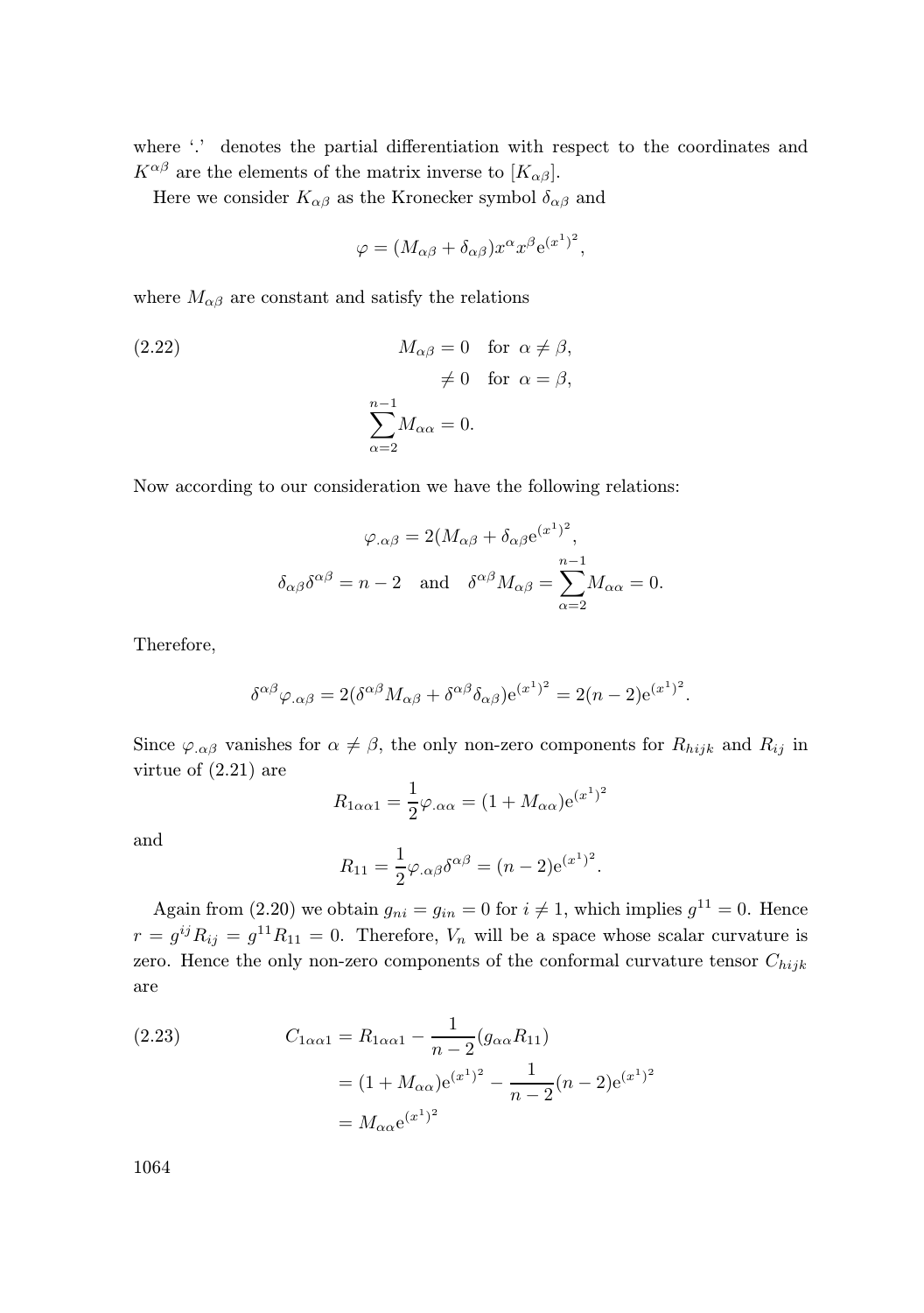where '.' denotes the partial differentiation with respect to the coordinates and $K^{\alpha\beta}$ are the elements of the matrix inverse to $[K_{\alpha\beta}]$.

Here we consider $K_{\alpha\beta}$ as the Kronecker symbol $\delta_{\alpha\beta}$ and

$$\varphi = (M_{\alpha\beta} + \delta_{\alpha\beta})x^\alpha x^\beta \mathrm{e}^{(x^1)^2},$$

where $M_{\alpha\beta}$ are constant and satisfy the relations

$$\begin{aligned} M_{\alpha\beta} &= 0 \quad \text{for } \alpha \neq \beta, \\ &\neq 0 \quad \text{for } \alpha = \beta, \\ \sum_{\alpha=2}^{n-1} M_{\alpha\alpha} &= 0. \end{aligned} \tag{2.22}$$

Now according to our consideration we have the following relations:

$$\varphi_{.\alpha\beta} = 2(M_{\alpha\beta} + \delta_{\alpha\beta}\mathrm{e}^{(x^1)^2},$$

$$\delta_{\alpha\beta}\delta^{\alpha\beta} = n-2 \quad \text{and} \quad \delta^{\alpha\beta}M_{\alpha\beta} = \sum_{\alpha=2}^{n-1} M_{\alpha\alpha} = 0.$$

Therefore,

$$\delta^{\alpha\beta}\varphi_{.\alpha\beta} = 2(\delta^{\alpha\beta}M_{\alpha\beta} + \delta^{\alpha\beta}\delta_{\alpha\beta})\mathrm{e}^{(x^1)^2} = 2(n-2)\mathrm{e}^{(x^1)^2}.$$

Since $\varphi_{.\alpha\beta}$ vanishes for $\alpha \neq \beta$, the only non-zero components for $R_{hijk}$ and $R_{ij}$ in virtue of (2.21) are

$$R_{1\alpha\alpha1} = \frac{1}{2}\varphi_{.\alpha\alpha} = (1 + M_{\alpha\alpha})\mathrm{e}^{(x^1)^2}$$

and

$$R_{11} = \frac{1}{2}\varphi_{.\alpha\beta}\delta^{\alpha\beta} = (n-2)\mathrm{e}^{(x^1)^2}.$$

Again from (2.20) we obtain $g_{ni} = g_{in} = 0$ for $i \neq 1$, which implies $g^{11} = 0$. Hence $r = g^{ij}R_{ij} = g^{11}R_{11} = 0$. Therefore, $V_n$ will be a space whose scalar curvature is zero. Hence the only non-zero components of the conformal curvature tensor $C_{hijk}$ are

$$\begin{aligned} C_{1\alpha\alpha1} &= R_{1\alpha\alpha1} - \frac{1}{n-2}(g_{\alpha\alpha}R_{11}) \\ &= (1 + M_{\alpha\alpha})\mathrm{e}^{(x^1)^2} - \frac{1}{n-2}(n-2)\mathrm{e}^{(x^1)^2} \\ &= M_{\alpha\alpha}\mathrm{e}^{(x^1)^2} \end{aligned} \tag{2.23}$$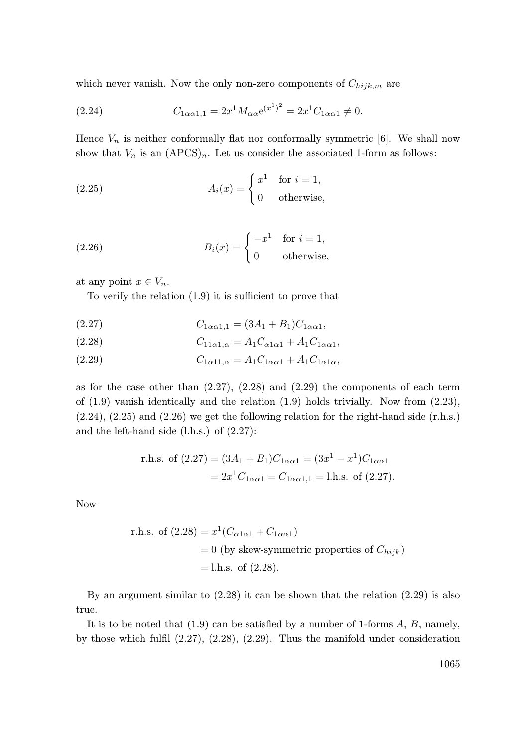which never vanish. Now the only non-zero components of $C_{hijk,m}$ are

$$C_{1\alpha\alpha 1,1} = 2x^1 M_{\alpha\alpha} e^{(x^1)^2} = 2x^1 C_{1\alpha\alpha 1} \neq 0. \tag{2.24}$$

Hence $V_n$ is neither conformally flat nor conformally symmetric [6]. We shall now show that $V_n$ is an $(\mathrm{APCS})_n$. Let us consider the associated 1-form as follows:

$$A_i(x) = \begin{cases} x^1 & \text{for } i = 1, \\ 0 & \text{otherwise,} \end{cases} \tag{2.25}$$

$$B_i(x) = \begin{cases} -x^1 & \text{for } i = 1, \\ 0 & \text{otherwise,} \end{cases} \tag{2.26}$$

at any point $x \in V_n$.

To verify the relation (1.9) it is sufficient to prove that

$$C_{1\alpha\alpha 1,1} = (3A_1 + B_1) C_{1\alpha\alpha 1}, \tag{2.27}$$

$$C_{11\alpha 1,\alpha} = A_1 C_{\alpha 1\alpha 1} + A_1 C_{1\alpha\alpha 1}, \tag{2.28}$$

$$C_{1\alpha 11,\alpha} = A_1 C_{1\alpha\alpha 1} + A_1 C_{1\alpha 1\alpha}, \tag{2.29}$$

as for the case other than (2.27), (2.28) and (2.29) the components of each term of (1.9) vanish identically and the relation (1.9) holds trivially. Now from (2.23), (2.24), (2.25) and (2.26) we get the following relation for the right-hand side (r.h.s.) and the left-hand side (l.h.s.) of (2.27):

$$\begin{aligned} \text{r.h.s. of (2.27)} &= (3A_1 + B_1) C_{1\alpha\alpha 1} = (3x^1 - x^1) C_{1\alpha\alpha 1} \\ &= 2x^1 C_{1\alpha\alpha 1} = C_{1\alpha\alpha 1,1} = \text{l.h.s. of (2.27)}. \end{aligned}$$

Now

$$\begin{aligned} \text{r.h.s. of (2.28)} &= x^1 (C_{\alpha 1\alpha 1} + C_{1\alpha\alpha 1}) \\ &= 0 \text{ (by skew-symmetric properties of } C_{hijk}) \\ &= \text{l.h.s. of (2.28)}. \end{aligned}$$

By an argument similar to (2.28) it can be shown that the relation (2.29) is also true.

It is to be noted that (1.9) can be satisfied by a number of 1-forms $A$, $B$, namely, by those which fulfil (2.27), (2.28), (2.29). Thus the manifold under consideration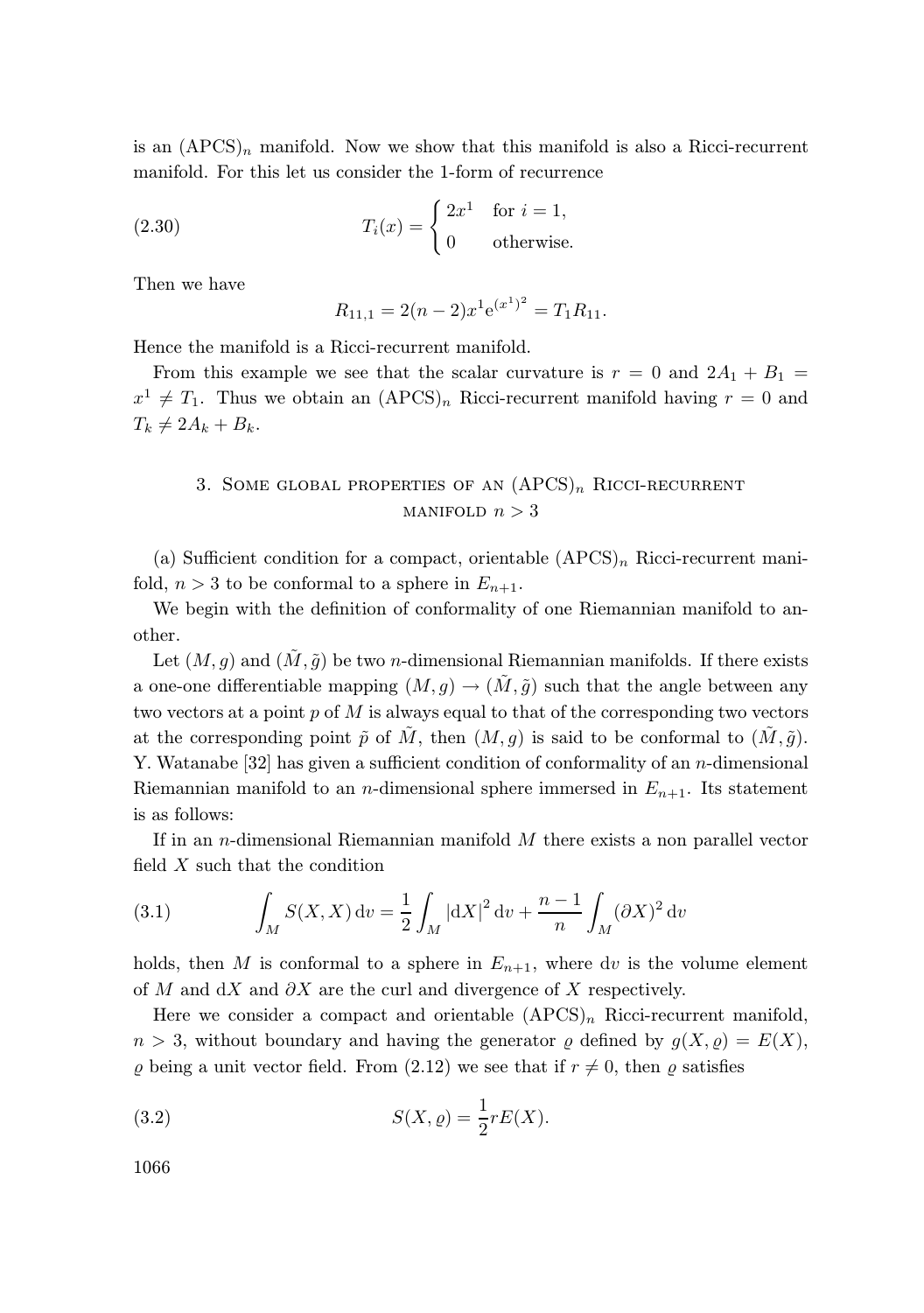is an $(\mathrm{APCS})_n$ manifold. Now we show that this manifold is also a Ricci-recurrent manifold. For this let us consider the 1-form of recurrence

$$T_i(x) = \begin{cases} 2x^1 & \text{for } i = 1, \\ 0 & \text{otherwise.} \end{cases} \tag{2.30}$$

Then we have

$$R_{11,1} = 2(n-2)x^1 \mathrm{e}^{(x^1)^2} = T_1 R_{11}.$$

Hence the manifold is a Ricci-recurrent manifold.

From this example we see that the scalar curvature is $r = 0$ and $2A_1 + B_1 = x^1 \neq T_1$. Thus we obtain an $(\mathrm{APCS})_n$ Ricci-recurrent manifold having $r = 0$ and $T_k \neq 2A_k + B_k$.

## 3. Some global properties of an $(\mathrm{APCS})_n$ Ricci-recurrent manifold $n > 3$

(a) Sufficient condition for a compact, orientable $(\mathrm{APCS})_n$ Ricci-recurrent manifold, $n > 3$ to be conformal to a sphere in $E_{n+1}$.

We begin with the definition of conformality of one Riemannian manifold to another.

Let $(M, g)$ and $(\tilde{M}, \tilde{g})$ be two $n$-dimensional Riemannian manifolds. If there exists a one-one differentiable mapping $(M, g) \to (\tilde{M}, \tilde{g})$ such that the angle between any two vectors at a point $p$ of $M$ is always equal to that of the corresponding two vectors at the corresponding point $\tilde{p}$ of $\tilde{M}$, then $(M, g)$ is said to be conformal to $(\tilde{M}, \tilde{g})$. Y. Watanabe [32] has given a sufficient condition of conformality of an $n$-dimensional Riemannian manifold to an $n$-dimensional sphere immersed in $E_{n+1}$. Its statement is as follows:

If in an $n$-dimensional Riemannian manifold $M$ there exists a non parallel vector field $X$ such that the condition

$$\int_M S(X, X)\,\mathrm{d}v = \frac{1}{2}\int_M |\mathrm{d}X|^2\,\mathrm{d}v + \frac{n-1}{n}\int_M (\partial X)^2\,\mathrm{d}v \tag{3.1}$$

holds, then $M$ is conformal to a sphere in $E_{n+1}$, where $\mathrm{d}v$ is the volume element of $M$ and $\mathrm{d}X$ and $\partial X$ are the curl and divergence of $X$ respectively.

Here we consider a compact and orientable $(\mathrm{APCS})_n$ Ricci-recurrent manifold, $n > 3$, without boundary and having the generator $\varrho$ defined by $g(X, \varrho) = E(X)$, $\varrho$ being a unit vector field. From (2.12) we see that if $r \neq 0$, then $\varrho$ satisfies

$$S(X, \varrho) = \frac{1}{2} r E(X). \tag{3.2}$$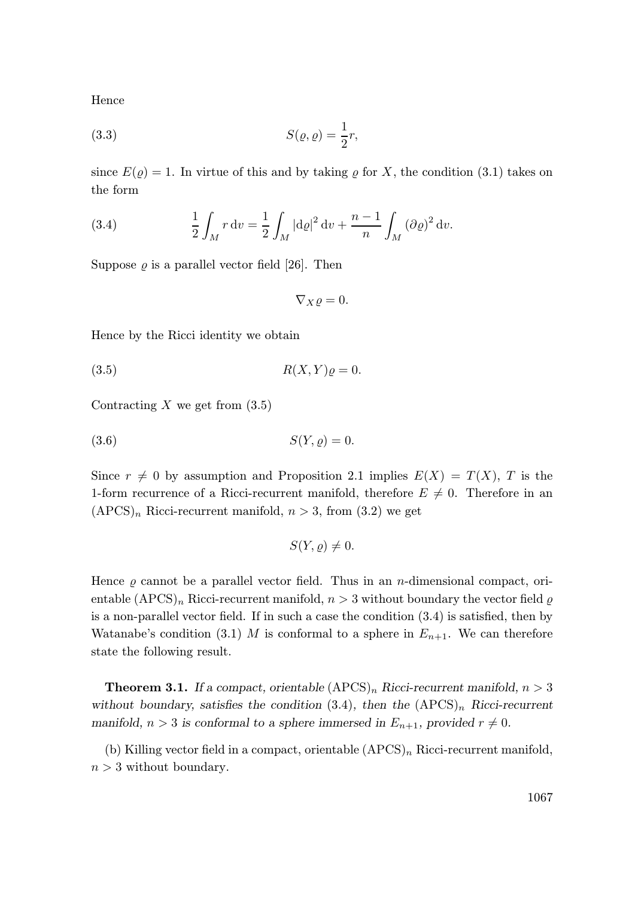Hence

$$S(\varrho, \varrho) = \frac{1}{2}r, \tag{3.3}$$

since $E(\varrho) = 1$. In virtue of this and by taking $\varrho$ for $X$, the condition (3.1) takes on the form

$$\frac{1}{2}\int_M r \,\mathrm{d}v = \frac{1}{2}\int_M |\mathrm{d}\varrho|^2 \,\mathrm{d}v + \frac{n-1}{n}\int_M (\partial\varrho)^2 \,\mathrm{d}v. \tag{3.4}$$

Suppose $\varrho$ is a parallel vector field [26]. Then

$$\nabla_X \varrho = 0.$$

Hence by the Ricci identity we obtain

$$R(X, Y)\varrho = 0. \tag{3.5}$$

Contracting $X$ we get from (3.5)

$$S(Y, \varrho) = 0. \tag{3.6}$$

Since $r \neq 0$ by assumption and Proposition 2.1 implies $E(X) = T(X)$, $T$ is the 1-form recurrence of a Ricci-recurrent manifold, therefore $E \neq 0$. Therefore in an $(\mathrm{APCS})_n$ Ricci-recurrent manifold, $n > 3$, from (3.2) we get

$$S(Y, \varrho) \neq 0.$$

Hence $\varrho$ cannot be a parallel vector field. Thus in an $n$-dimensional compact, orientable $(\mathrm{APCS})_n$ Ricci-recurrent manifold, $n > 3$ without boundary the vector field $\varrho$ is a non-parallel vector field. If in such a case the condition (3.4) is satisfied, then by Watanabe's condition (3.1) $M$ is conformal to a sphere in $E_{n+1}$. We can therefore state the following result.

**Theorem 3.1.** *If a compact, orientable $(\mathrm{APCS})_n$ Ricci-recurrent manifold, $n > 3$ without boundary, satisfies the condition (3.4), then the $(\mathrm{APCS})_n$ Ricci-recurrent manifold, $n > 3$ is conformal to a sphere immersed in $E_{n+1}$, provided $r \neq 0$.*

(b) Killing vector field in a compact, orientable $(\mathrm{APCS})_n$ Ricci-recurrent manifold, $n > 3$ without boundary.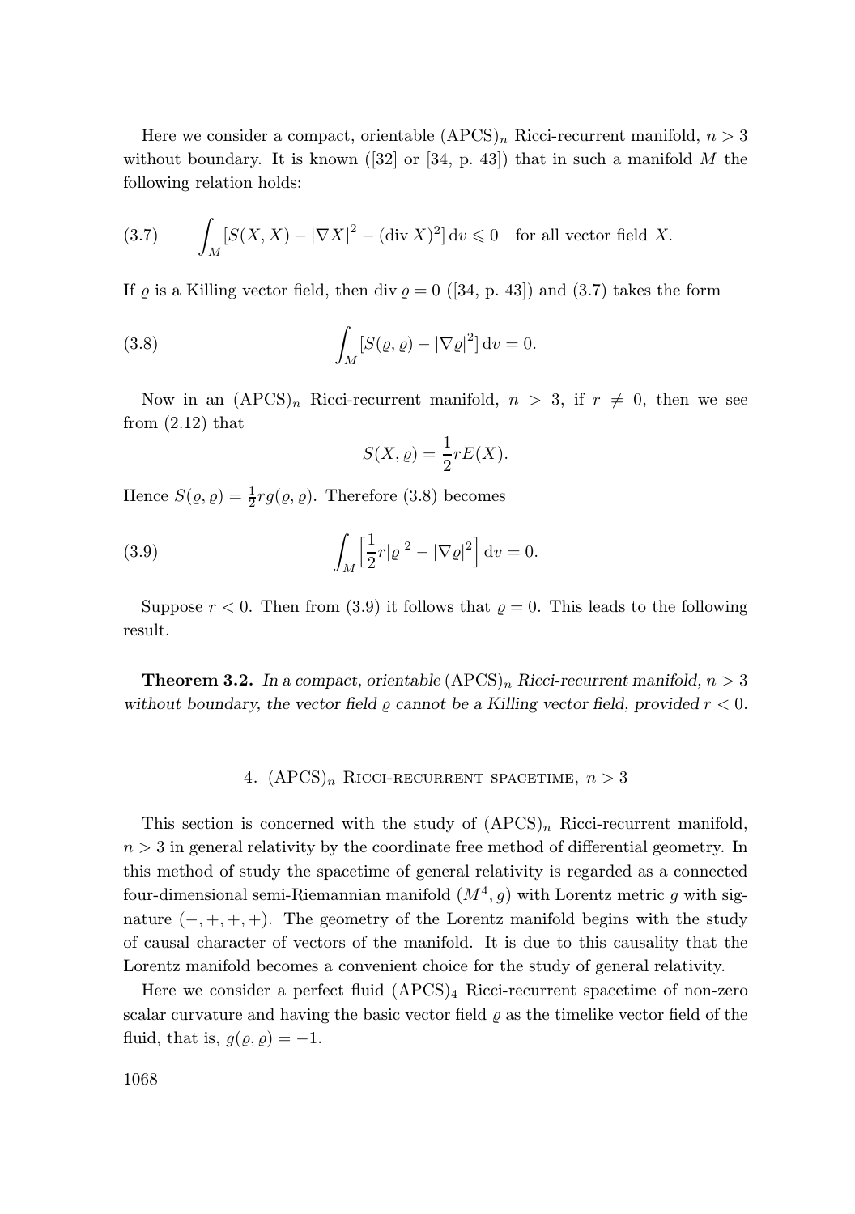Here we consider a compact, orientable $(\mathrm{APCS})_n$ Ricci-recurrent manifold, $n > 3$ without boundary. It is known ([32] or [34, p. 43]) that in such a manifold $M$ the following relation holds:

$$\int_M [S(X,X) - |\nabla X|^2 - (\operatorname{div} X)^2] \, \mathrm{d}v \leqslant 0 \quad \text{for all vector field } X. \tag{3.7}$$

If $\varrho$ is a Killing vector field, then $\operatorname{div} \varrho = 0$ ([34, p. 43]) and (3.7) takes the form

$$\int_M [S(\varrho,\varrho) - |\nabla \varrho|^2] \, \mathrm{d}v = 0. \tag{3.8}$$

Now in an $(\mathrm{APCS})_n$ Ricci-recurrent manifold, $n > 3$, if $r \neq 0$, then we see from (2.12) that

$$S(X,\varrho) = \frac{1}{2} r E(X).$$

Hence $S(\varrho,\varrho) = \frac{1}{2} r g(\varrho,\varrho)$. Therefore (3.8) becomes

$$\int_M \Big[\frac{1}{2} r |\varrho|^2 - |\nabla \varrho|^2\Big] \, \mathrm{d}v = 0. \tag{3.9}$$

Suppose $r < 0$. Then from (3.9) it follows that $\varrho = 0$. This leads to the following result.

**Theorem 3.2.** *In a compact, orientable $(\mathrm{APCS})_n$ Ricci-recurrent manifold, $n > 3$ without boundary, the vector field $\varrho$ cannot be a Killing vector field, provided $r < 0$.*

## 4. $(\mathrm{APCS})_n$ Ricci-recurrent spacetime, $n > 3$

This section is concerned with the study of $(\mathrm{APCS})_n$ Ricci-recurrent manifold, $n > 3$ in general relativity by the coordinate free method of differential geometry. In this method of study the spacetime of general relativity is regarded as a connected four-dimensional semi-Riemannian manifold $(M^4, g)$ with Lorentz metric $g$ with signature $(-,+,+,+)$. The geometry of the Lorentz manifold begins with the study of causal character of vectors of the manifold. It is due to this causality that the Lorentz manifold becomes a convenient choice for the study of general relativity.

Here we consider a perfect fluid $(\mathrm{APCS})_4$ Ricci-recurrent spacetime of non-zero scalar curvature and having the basic vector field $\varrho$ as the timelike vector field of the fluid, that is, $g(\varrho,\varrho) = -1$.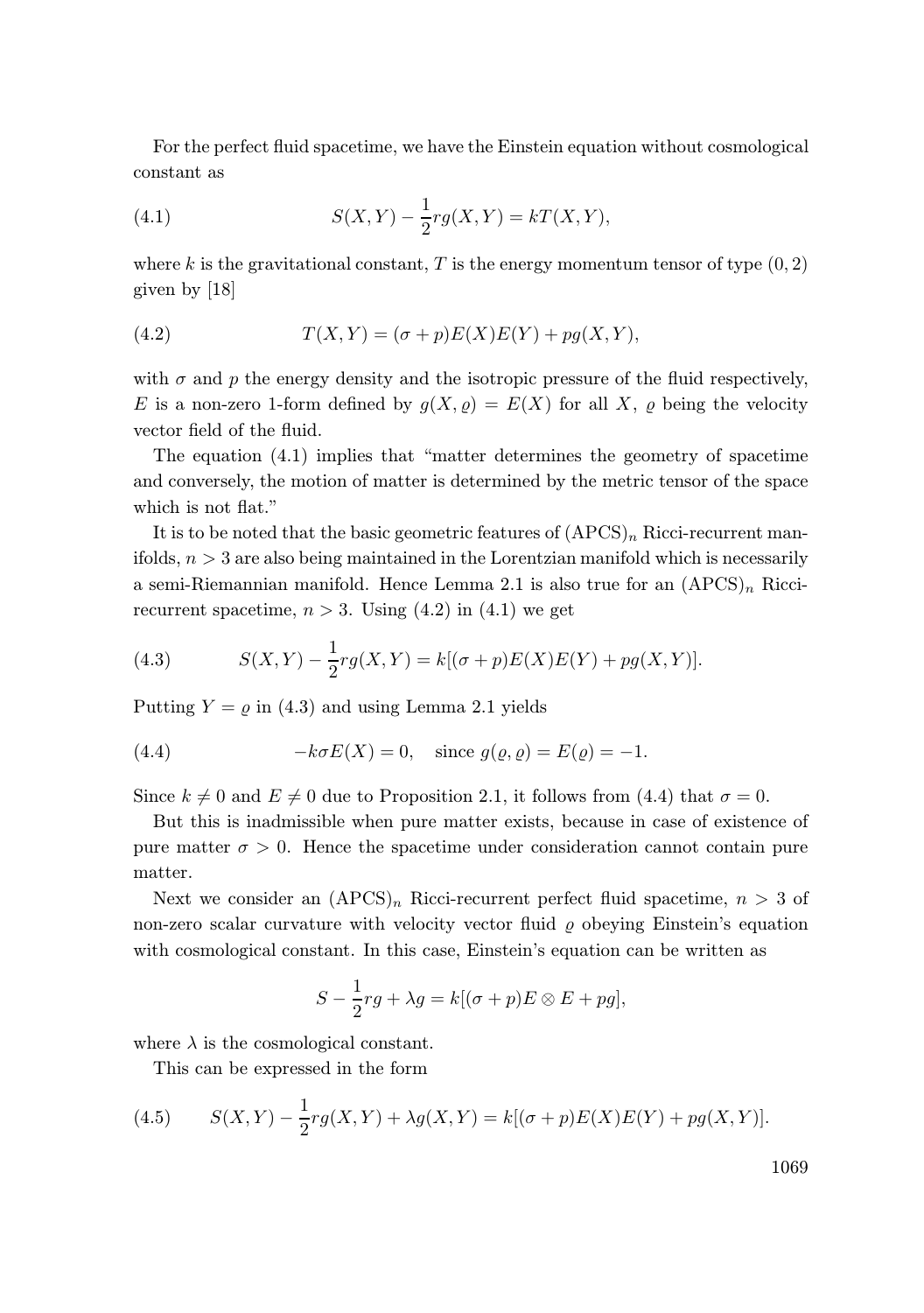For the perfect fluid spacetime, we have the Einstein equation without cosmological constant as

$$S(X,Y) - \frac{1}{2}rg(X,Y) = kT(X,Y), \tag{4.1}$$

where $k$ is the gravitational constant, $T$ is the energy momentum tensor of type $(0,2)$ given by [18]

$$T(X,Y) = (\sigma + p)E(X)E(Y) + pg(X,Y), \tag{4.2}$$

with $\sigma$ and $p$ the energy density and the isotropic pressure of the fluid respectively, $E$ is a non-zero 1-form defined by $g(X,\varrho) = E(X)$ for all $X$, $\varrho$ being the velocity vector field of the fluid.

The equation (4.1) implies that "matter determines the geometry of spacetime and conversely, the motion of matter is determined by the metric tensor of the space which is not flat."

It is to be noted that the basic geometric features of $(\mathrm{APCS})_n$ Ricci-recurrent manifolds, $n > 3$ are also being maintained in the Lorentzian manifold which is necessarily a semi-Riemannian manifold. Hence Lemma 2.1 is also true for an $(\mathrm{APCS})_n$ Ricci-recurrent spacetime, $n > 3$. Using (4.2) in (4.1) we get

$$S(X,Y) - \frac{1}{2}rg(X,Y) = k[(\sigma + p)E(X)E(Y) + pg(X,Y)]. \tag{4.3}$$

Putting $Y = \varrho$ in (4.3) and using Lemma 2.1 yields

$$-k\sigma E(X) = 0, \quad \text{since } g(\varrho,\varrho) = E(\varrho) = -1. \tag{4.4}$$

Since $k \neq 0$ and $E \neq 0$ due to Proposition 2.1, it follows from (4.4) that $\sigma = 0$.

But this is inadmissible when pure matter exists, because in case of existence of pure matter $\sigma > 0$. Hence the spacetime under consideration cannot contain pure matter.

Next we consider an $(\mathrm{APCS})_n$ Ricci-recurrent perfect fluid spacetime, $n > 3$ of non-zero scalar curvature with velocity vector fluid $\varrho$ obeying Einstein's equation with cosmological constant. In this case, Einstein's equation can be written as

$$S - \frac{1}{2}rg + \lambda g = k[(\sigma + p)E \otimes E + pg],$$

where $\lambda$ is the cosmological constant.

This can be expressed in the form

$$S(X,Y) - \frac{1}{2}rg(X,Y) + \lambda g(X,Y) = k[(\sigma + p)E(X)E(Y) + pg(X,Y)]. \tag{4.5}$$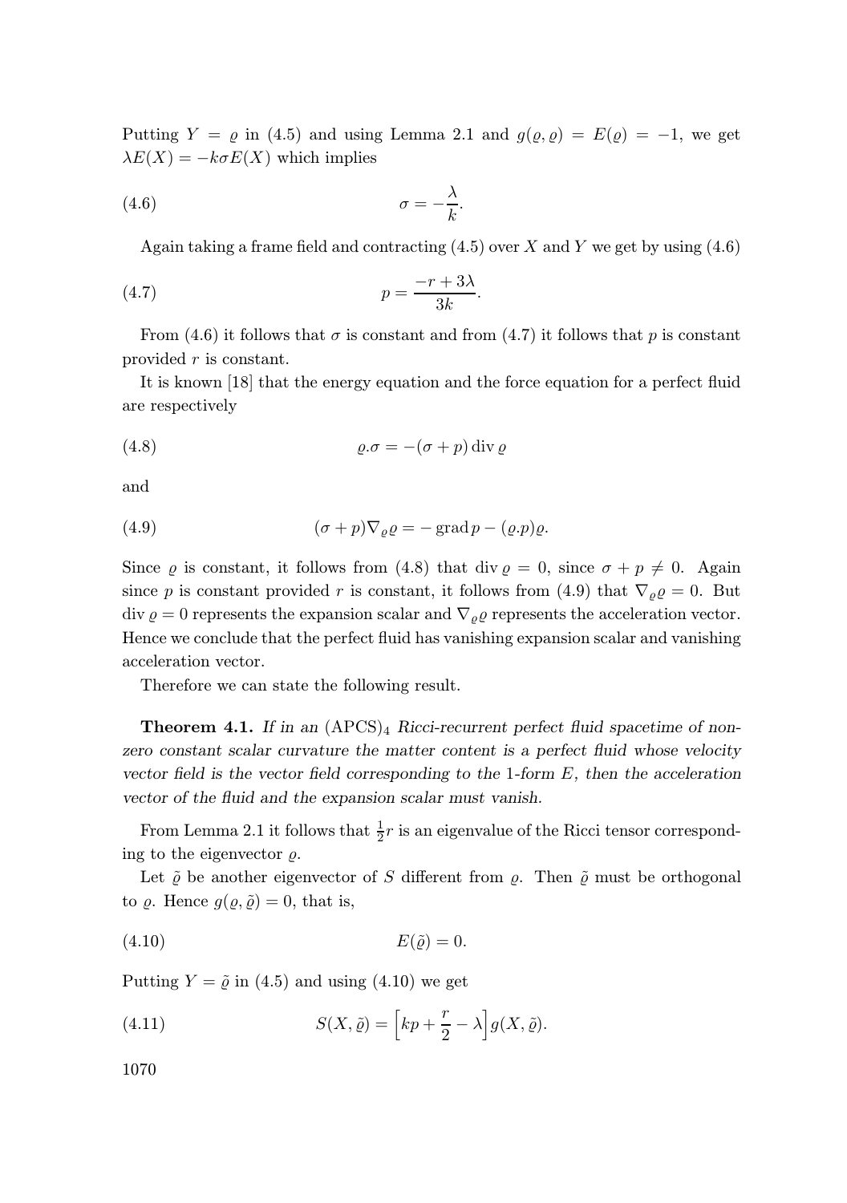Putting $Y = \varrho$ in (4.5) and using Lemma 2.1 and $g(\varrho,\varrho) = E(\varrho) = -1$, we get $\lambda E(X) = -k\sigma E(X)$ which implies

$$\sigma = -\frac{\lambda}{k}. \tag{4.6}$$

Again taking a frame field and contracting (4.5) over $X$ and $Y$ we get by using (4.6)

$$p = \frac{-r + 3\lambda}{3k}. \tag{4.7}$$

From (4.6) it follows that $\sigma$ is constant and from (4.7) it follows that $p$ is constant provided $r$ is constant.

It is known [18] that the energy equation and the force equation for a perfect fluid are respectively

$$\varrho.\sigma = -(\sigma + p)\operatorname{div}\varrho \tag{4.8}$$

and

$$(\sigma + p)\nabla_{\varrho}\varrho = -\operatorname{grad} p - (\varrho.p)\varrho. \tag{4.9}$$

Since $\varrho$ is constant, it follows from (4.8) that $\operatorname{div}\varrho = 0$, since $\sigma + p \neq 0$. Again since $p$ is constant provided $r$ is constant, it follows from (4.9) that $\nabla_{\varrho}\varrho = 0$. But $\operatorname{div}\varrho = 0$ represents the expansion scalar and $\nabla_{\varrho}\varrho$ represents the acceleration vector. Hence we conclude that the perfect fluid has vanishing expansion scalar and vanishing acceleration vector.

Therefore we can state the following result.

**Theorem 4.1.** *If in an* $(\mathrm{APCS})_4$ *Ricci-recurrent perfect fluid spacetime of non-zero constant scalar curvature the matter content is a perfect fluid whose velocity vector field is the vector field corresponding to the* 1*-form* $E$*, then the acceleration vector of the fluid and the expansion scalar must vanish.*

From Lemma 2.1 it follows that $\frac{1}{2}r$ is an eigenvalue of the Ricci tensor corresponding to the eigenvector $\varrho$.

Let $\tilde{\varrho}$ be another eigenvector of $S$ different from $\varrho$. Then $\tilde{\varrho}$ must be orthogonal to $\varrho$. Hence $g(\varrho,\tilde{\varrho}) = 0$, that is,

$$E(\tilde{\varrho}) = 0. \tag{4.10}$$

Putting $Y = \tilde{\varrho}$ in (4.5) and using (4.10) we get

$$S(X,\tilde{\varrho}) = \Big[kp + \frac{r}{2} - \lambda\Big]g(X,\tilde{\varrho}). \tag{4.11}$$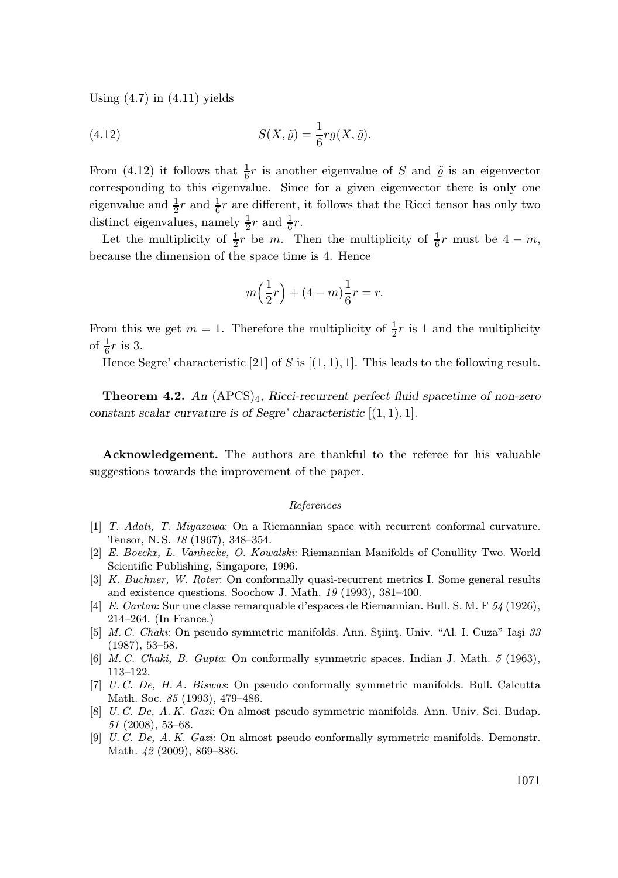Using (4.7) in (4.11) yields

$$S(X,\tilde{\varrho}) = \frac{1}{6}rg(X,\tilde{\varrho}). \tag{4.12}$$

From (4.12) it follows that $\frac{1}{6}r$ is another eigenvalue of $S$ and $\tilde{\varrho}$ is an eigenvector corresponding to this eigenvalue. Since for a given eigenvector there is only one eigenvalue and $\frac{1}{2}r$ and $\frac{1}{6}r$ are different, it follows that the Ricci tensor has only two distinct eigenvalues, namely $\frac{1}{2}r$ and $\frac{1}{6}r$.

Let the multiplicity of $\frac{1}{2}r$ be $m$. Then the multiplicity of $\frac{1}{6}r$ must be $4-m$, because the dimension of the space time is 4. Hence

$$m\Big(\frac{1}{2}r\Big) + (4-m)\frac{1}{6}r = r.$$

From this we get $m=1$. Therefore the multiplicity of $\frac{1}{2}r$ is 1 and the multiplicity of $\frac{1}{6}r$ is 3.

Hence Segre' characteristic [21] of $S$ is $[(1,1),1]$. This leads to the following result.

**Theorem 4.2.** *An* $(\mathrm{APCS})_4$*, Ricci-recurrent perfect fluid spacetime of non-zero constant scalar curvature is of Segre' characteristic* $[(1,1),1]$.

**Acknowledgement.** The authors are thankful to the referee for his valuable suggestions towards the improvement of the paper.

*References*

[1] *T. Adati, T. Miyazawa*: On a Riemannian space with recurrent conformal curvature. Tensor, N. S. *18* (1967), 348–354.

[2] *E. Boeckx, L. Vanhecke, O. Kowalski*: Riemannian Manifolds of Conullity Two. World Scientific Publishing, Singapore, 1996.

[3] *K. Buchner, W. Roter*: On conformally quasi-recurrent metrics I. Some general results and existence questions. Soochow J. Math. *19* (1993), 381–400.

[4] *E. Cartan*: Sur une classe remarquable d'espaces de Riemannian. Bull. S. M. F *54* (1926), 214–264. (In France.)

[5] *M. C. Chaki*: On pseudo symmetric manifolds. Ann. Ştiinţ. Univ. "Al. I. Cuza" Iaşi *33* (1987), 53–58.

[6] *M. C. Chaki, B. Gupta*: On conformally symmetric spaces. Indian J. Math. *5* (1963), 113–122.

[7] *U. C. De, H. A. Biswas*: On pseudo conformally symmetric manifolds. Bull. Calcutta Math. Soc. *85* (1993), 479–486.

[8] *U. C. De, A. K. Gazi*: On almost pseudo symmetric manifolds. Ann. Univ. Sci. Budap. *51* (2008), 53–68.

[9] *U. C. De, A. K. Gazi*: On almost pseudo conformally symmetric manifolds. Demonstr. Math. *42* (2009), 869–886.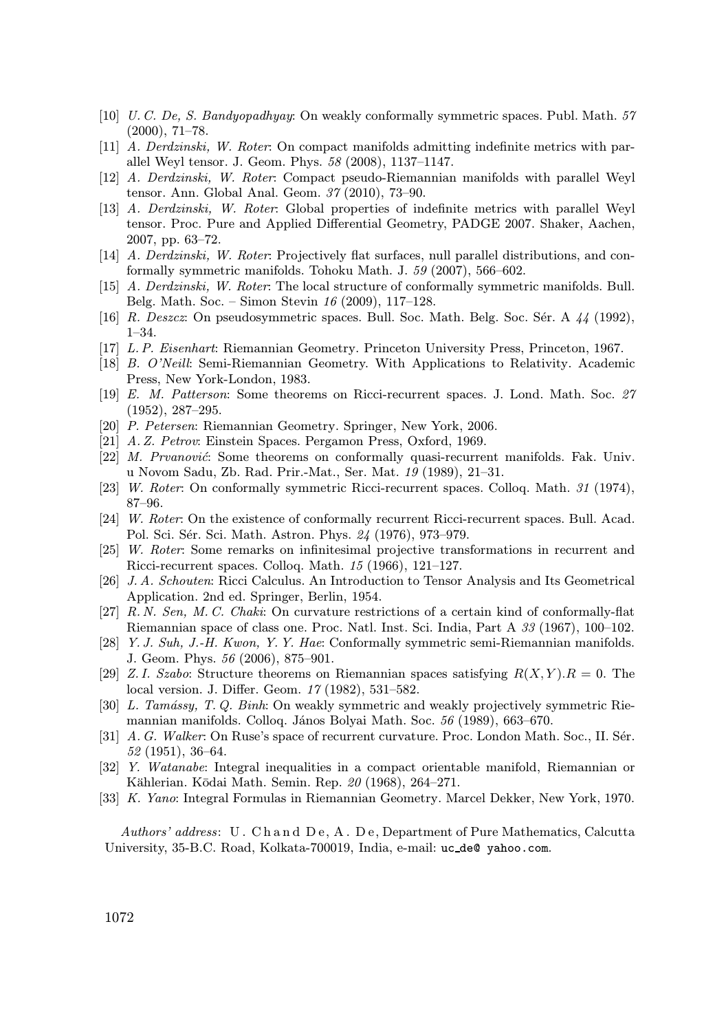[10] *U. C. De, S. Bandyopadhyay*: On weakly conformally symmetric spaces. Publ. Math. *57* (2000), 71–78.

[11] *A. Derdzinski, W. Roter*: On compact manifolds admitting indefinite metrics with parallel Weyl tensor. J. Geom. Phys. *58* (2008), 1137–1147.

[12] *A. Derdzinski, W. Roter*: Compact pseudo-Riemannian manifolds with parallel Weyl tensor. Ann. Global Anal. Geom. *37* (2010), 73–90.

[13] *A. Derdzinski, W. Roter*: Global properties of indefinite metrics with parallel Weyl tensor. Proc. Pure and Applied Differential Geometry, PADGE 2007. Shaker, Aachen, 2007, pp. 63–72.

[14] *A. Derdzinski, W. Roter*: Projectively flat surfaces, null parallel distributions, and conformally symmetric manifolds. Tohoku Math. J. *59* (2007), 566–602.

[15] *A. Derdzinski, W. Roter*: The local structure of conformally symmetric manifolds. Bull. Belg. Math. Soc. – Simon Stevin *16* (2009), 117–128.

[16] *R. Deszcz*: On pseudosymmetric spaces. Bull. Soc. Math. Belg. Soc. Sér. A *44* (1992), 1–34.

[17] *L. P. Eisenhart*: Riemannian Geometry. Princeton University Press, Princeton, 1967.

[18] *B. O'Neill*: Semi-Riemannian Geometry. With Applications to Relativity. Academic Press, New York-London, 1983.

[19] *E. M. Patterson*: Some theorems on Ricci-recurrent spaces. J. Lond. Math. Soc. *27* (1952), 287–295.

[20] *P. Petersen*: Riemannian Geometry. Springer, New York, 2006.

[21] *A. Z. Petrov*: Einstein Spaces. Pergamon Press, Oxford, 1969.

[22] *M. Prvanović*: Some theorems on conformally quasi-recurrent manifolds. Fak. Univ. u Novom Sadu, Zb. Rad. Prir.-Mat., Ser. Mat. *19* (1989), 21–31.

[23] *W. Roter*: On conformally symmetric Ricci-recurrent spaces. Colloq. Math. *31* (1974), 87–96.

[24] *W. Roter*: On the existence of conformally recurrent Ricci-recurrent spaces. Bull. Acad. Pol. Sci. Sér. Sci. Math. Astron. Phys. *24* (1976), 973–979.

[25] *W. Roter*: Some remarks on infinitesimal projective transformations in recurrent and Ricci-recurrent spaces. Colloq. Math. *15* (1966), 121–127.

[26] *J. A. Schouten*: Ricci Calculus. An Introduction to Tensor Analysis and Its Geometrical Application. 2nd ed. Springer, Berlin, 1954.

[27] *R. N. Sen, M. C. Chaki*: On curvature restrictions of a certain kind of conformally-flat Riemannian space of class one. Proc. Natl. Inst. Sci. India, Part A *33* (1967), 100–102.

[28] *Y. J. Suh, J.-H. Kwon, Y. Y. Hae*: Conformally symmetric semi-Riemannian manifolds. J. Geom. Phys. *56* (2006), 875–901.

[29] *Z. I. Szabo*: Structure theorems on Riemannian spaces satisfying $R(X,Y).R = 0$. The local version. J. Differ. Geom. *17* (1982), 531–582.

[30] *L. Tamássy, T. Q. Binh*: On weakly symmetric and weakly projectively symmetric Riemannian manifolds. Colloq. János Bolyai Math. Soc. *56* (1989), 663–670.

[31] *A. G. Walker*: On Ruse's space of recurrent curvature. Proc. London Math. Soc., II. Sér. *52* (1951), 36–64.

[32] *Y. Watanabe*: Integral inequalities in a compact orientable manifold, Riemannian or Kählerian. Kōdai Math. Semin. Rep. *20* (1968), 264–271.

[33] *K. Yano*: Integral Formulas in Riemannian Geometry. Marcel Dekker, New York, 1970.

*Authors' address*: U. Chand De, A. De, Department of Pure Mathematics, Calcutta University, 35-B.C. Road, Kolkata-700019, India, e-mail: uc_de@ yahoo.com.